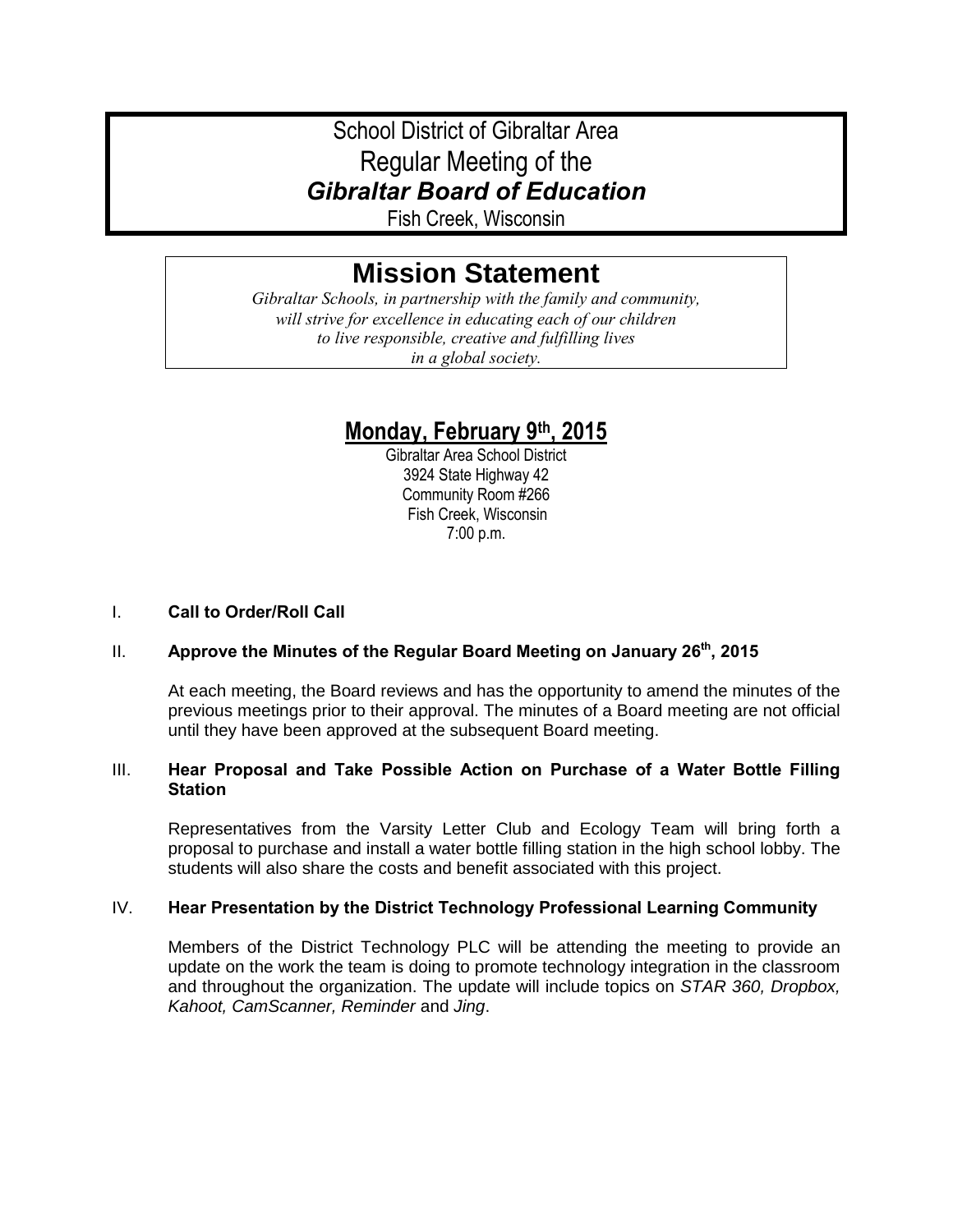# School District of Gibraltar Area
# Regular Meeting of the
# ***Gibraltar Board of Education***
Fish Creek, Wisconsin

## Mission Statement

*Gibraltar Schools, in partnership with the family and community, will strive for excellence in educating each of our children to live responsible, creative and fulfilling lives in a global society.*

## Monday, February 9th, 2015

Gibraltar Area School District
3924 State Highway 42
Community Room #266
Fish Creek, Wisconsin
7:00 p.m.

I. **Call to Order/Roll Call**

II. **Approve the Minutes of the Regular Board Meeting on January 26th, 2015**

At each meeting, the Board reviews and has the opportunity to amend the minutes of the previous meetings prior to their approval. The minutes of a Board meeting are not official until they have been approved at the subsequent Board meeting.

III. **Hear Proposal and Take Possible Action on Purchase of a Water Bottle Filling Station**

Representatives from the Varsity Letter Club and Ecology Team will bring forth a proposal to purchase and install a water bottle filling station in the high school lobby. The students will also share the costs and benefit associated with this project.

IV. **Hear Presentation by the District Technology Professional Learning Community**

Members of the District Technology PLC will be attending the meeting to provide an update on the work the team is doing to promote technology integration in the classroom and throughout the organization. The update will include topics on *STAR 360, Dropbox, Kahoot, CamScanner, Reminder* and *Jing*.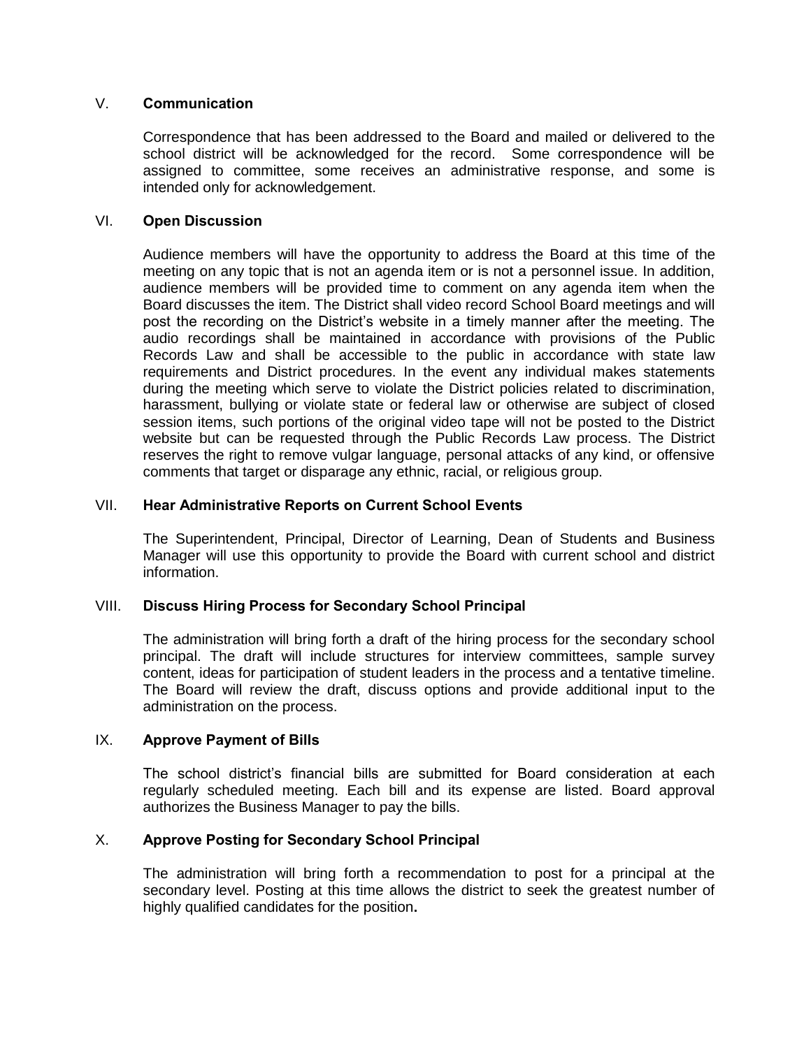## V. **Communication**

Correspondence that has been addressed to the Board and mailed or delivered to the school district will be acknowledged for the record. Some correspondence will be assigned to committee, some receives an administrative response, and some is intended only for acknowledgement.

## VI. **Open Discussion**

Audience members will have the opportunity to address the Board at this time of the meeting on any topic that is not an agenda item or is not a personnel issue. In addition, audience members will be provided time to comment on any agenda item when the Board discusses the item. The District shall video record School Board meetings and will post the recording on the District's website in a timely manner after the meeting. The audio recordings shall be maintained in accordance with provisions of the Public Records Law and shall be accessible to the public in accordance with state law requirements and District procedures. In the event any individual makes statements during the meeting which serve to violate the District policies related to discrimination, harassment, bullying or violate state or federal law or otherwise are subject of closed session items, such portions of the original video tape will not be posted to the District website but can be requested through the Public Records Law process. The District reserves the right to remove vulgar language, personal attacks of any kind, or offensive comments that target or disparage any ethnic, racial, or religious group.

## VII. **Hear Administrative Reports on Current School Events**

The Superintendent, Principal, Director of Learning, Dean of Students and Business Manager will use this opportunity to provide the Board with current school and district information.

## VIII. **Discuss Hiring Process for Secondary School Principal**

The administration will bring forth a draft of the hiring process for the secondary school principal. The draft will include structures for interview committees, sample survey content, ideas for participation of student leaders in the process and a tentative timeline. The Board will review the draft, discuss options and provide additional input to the administration on the process.

## IX. **Approve Payment of Bills**

The school district's financial bills are submitted for Board consideration at each regularly scheduled meeting. Each bill and its expense are listed. Board approval authorizes the Business Manager to pay the bills.

## X. **Approve Posting for Secondary School Principal**

The administration will bring forth a recommendation to post for a principal at the secondary level. Posting at this time allows the district to seek the greatest number of highly qualified candidates for the position**.**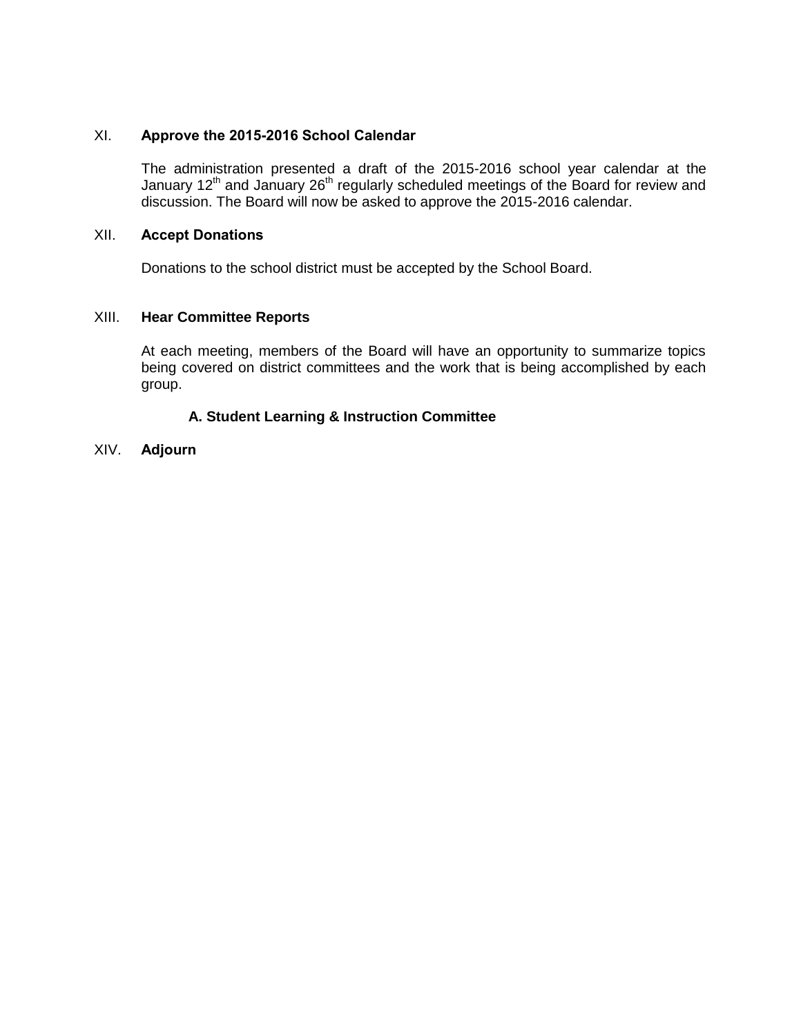XI. **Approve the 2015-2016 School Calendar**

The administration presented a draft of the 2015-2016 school year calendar at the January 12th and January 26th regularly scheduled meetings of the Board for review and discussion. The Board will now be asked to approve the 2015-2016 calendar.

XII. **Accept Donations**

Donations to the school district must be accepted by the School Board.

XIII. **Hear Committee Reports**

At each meeting, members of the Board will have an opportunity to summarize topics being covered on district committees and the work that is being accomplished by each group.

**A. Student Learning & Instruction Committee**

XIV. **Adjourn**